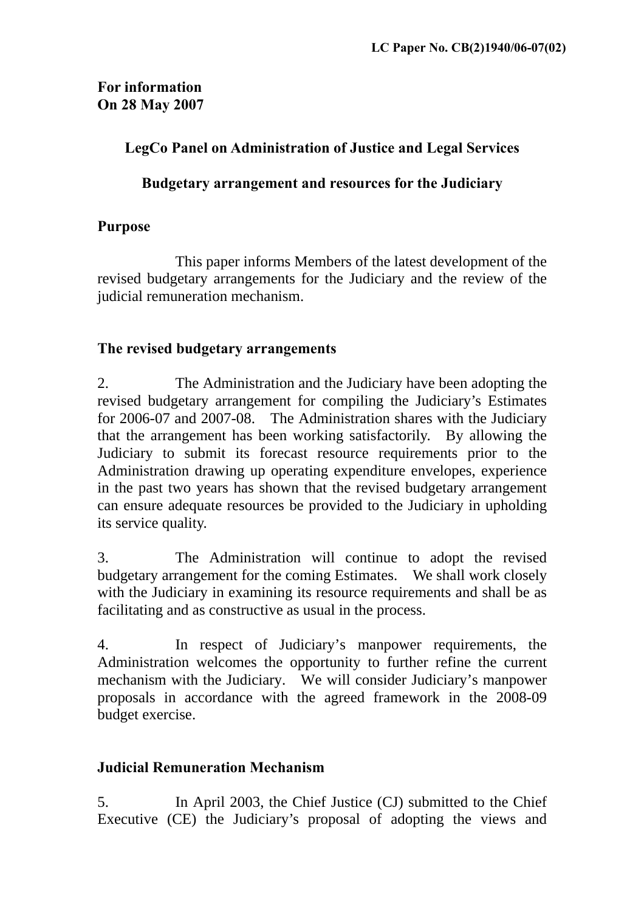**LC Paper No. CB(2)1940/06-07(02)**

**For information**
**On 28 May 2007**

**LegCo Panel on Administration of Justice and Legal Services**

**Budgetary arrangement and resources for the Judiciary**

## Purpose

This paper informs Members of the latest development of the revised budgetary arrangements for the Judiciary and the review of the judicial remuneration mechanism.

## The revised budgetary arrangements

2. The Administration and the Judiciary have been adopting the revised budgetary arrangement for compiling the Judiciary's Estimates for 2006-07 and 2007-08. The Administration shares with the Judiciary that the arrangement has been working satisfactorily. By allowing the Judiciary to submit its forecast resource requirements prior to the Administration drawing up operating expenditure envelopes, experience in the past two years has shown that the revised budgetary arrangement can ensure adequate resources be provided to the Judiciary in upholding its service quality.

3. The Administration will continue to adopt the revised budgetary arrangement for the coming Estimates. We shall work closely with the Judiciary in examining its resource requirements and shall be as facilitating and as constructive as usual in the process.

4. In respect of Judiciary's manpower requirements, the Administration welcomes the opportunity to further refine the current mechanism with the Judiciary. We will consider Judiciary's manpower proposals in accordance with the agreed framework in the 2008-09 budget exercise.

## Judicial Remuneration Mechanism

5. In April 2003, the Chief Justice (CJ) submitted to the Chief Executive (CE) the Judiciary's proposal of adopting the views and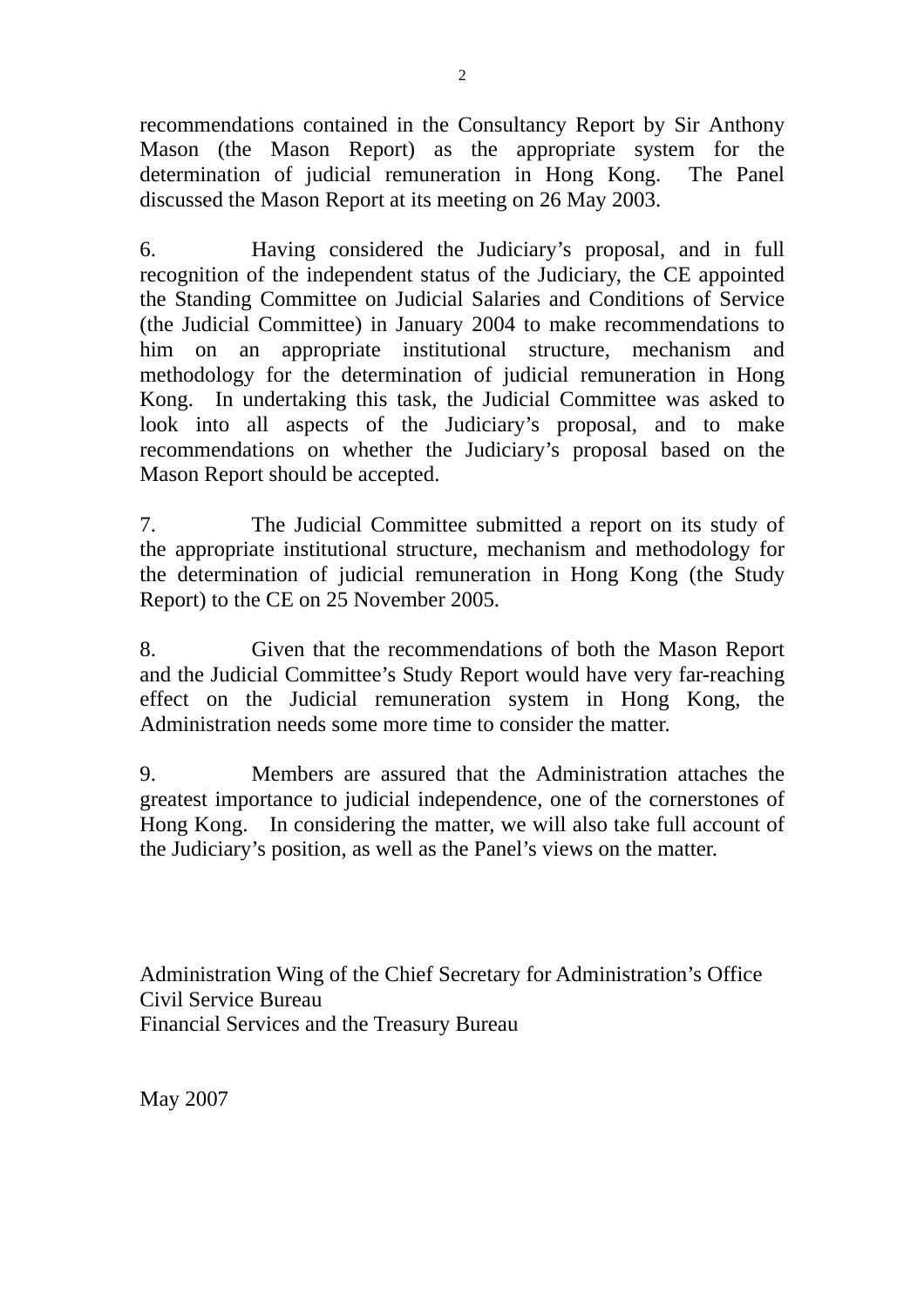recommendations contained in the Consultancy Report by Sir Anthony Mason (the Mason Report) as the appropriate system for the determination of judicial remuneration in Hong Kong. The Panel discussed the Mason Report at its meeting on 26 May 2003.

6. Having considered the Judiciary's proposal, and in full recognition of the independent status of the Judiciary, the CE appointed the Standing Committee on Judicial Salaries and Conditions of Service (the Judicial Committee) in January 2004 to make recommendations to him on an appropriate institutional structure, mechanism and methodology for the determination of judicial remuneration in Hong Kong. In undertaking this task, the Judicial Committee was asked to look into all aspects of the Judiciary's proposal, and to make recommendations on whether the Judiciary's proposal based on the Mason Report should be accepted.

7. The Judicial Committee submitted a report on its study of the appropriate institutional structure, mechanism and methodology for the determination of judicial remuneration in Hong Kong (the Study Report) to the CE on 25 November 2005.

8. Given that the recommendations of both the Mason Report and the Judicial Committee's Study Report would have very far-reaching effect on the Judicial remuneration system in Hong Kong, the Administration needs some more time to consider the matter.

9. Members are assured that the Administration attaches the greatest importance to judicial independence, one of the cornerstones of Hong Kong. In considering the matter, we will also take full account of the Judiciary's position, as well as the Panel's views on the matter.

Administration Wing of the Chief Secretary for Administration's Office
Civil Service Bureau
Financial Services and the Treasury Bureau

May 2007